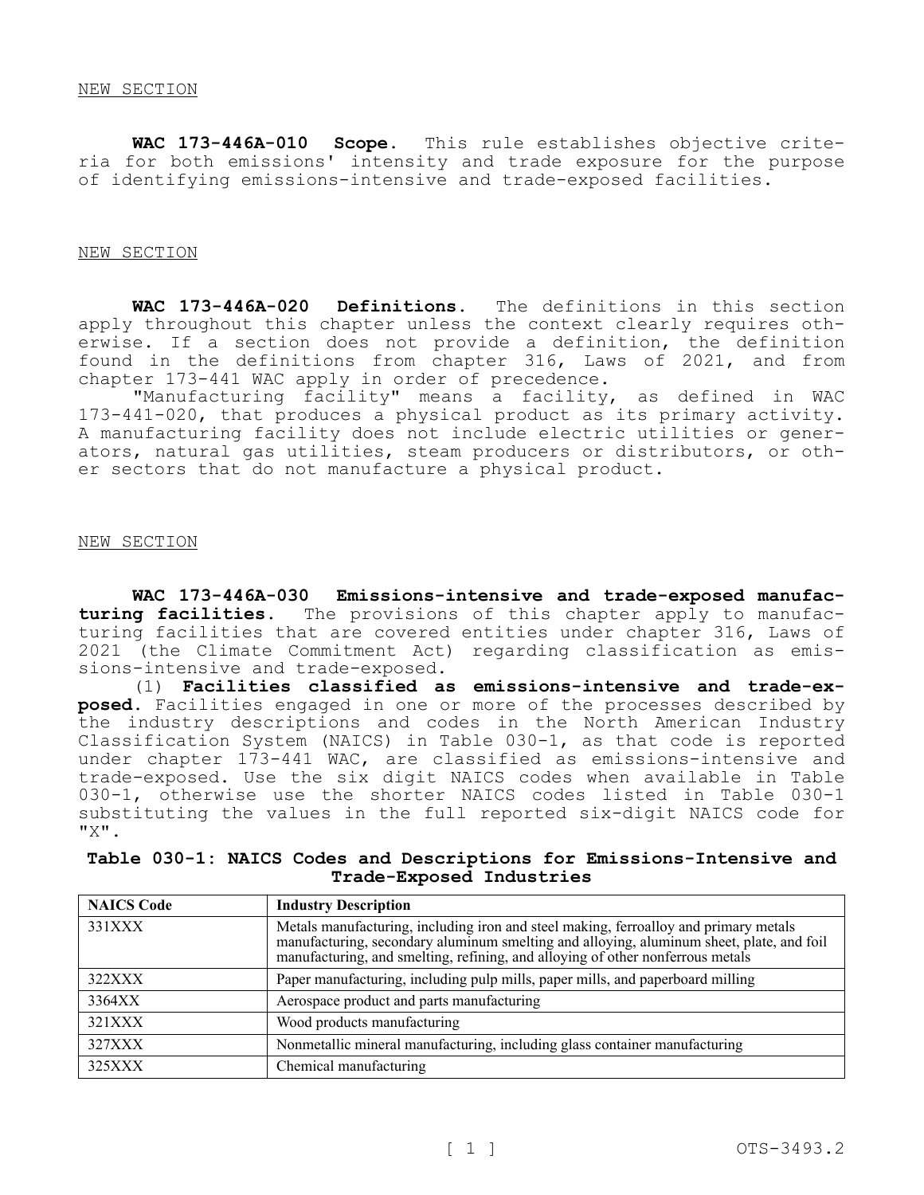NEW SECTION

**WAC 173-446A-010 Scope.** This rule establishes objective criteria for both emissions' intensity and trade exposure for the purpose of identifying emissions-intensive and trade-exposed facilities.

NEW SECTION

**WAC 173-446A-020 Definitions.** The definitions in this section apply throughout this chapter unless the context clearly requires otherwise. If a section does not provide a definition, the definition found in the definitions from chapter 316, Laws of 2021, and from chapter 173-441 WAC apply in order of precedence.

"Manufacturing facility" means a facility, as defined in WAC 173-441-020, that produces a physical product as its primary activity. A manufacturing facility does not include electric utilities or generators, natural gas utilities, steam producers or distributors, or other sectors that do not manufacture a physical product.

NEW SECTION

**WAC 173-446A-030 Emissions-intensive and trade-exposed manufacturing facilities.** The provisions of this chapter apply to manufacturing facilities that are covered entities under chapter 316, Laws of 2021 (the Climate Commitment Act) regarding classification as emissions-intensive and trade-exposed.

(1) **Facilities classified as emissions-intensive and trade-exposed.** Facilities engaged in one or more of the processes described by the industry descriptions and codes in the North American Industry Classification System (NAICS) in Table 030-1, as that code is reported under chapter 173-441 WAC, are classified as emissions-intensive and trade-exposed. Use the six digit NAICS codes when available in Table 030-1, otherwise use the shorter NAICS codes listed in Table 030-1 substituting the values in the full reported six-digit NAICS code for "X".

**Table 030-1: NAICS Codes and Descriptions for Emissions-Intensive and Trade-Exposed Industries**

| NAICS Code | Industry Description |
| --- | --- |
| 331XXX | Metals manufacturing, including iron and steel making, ferroalloy and primary metals manufacturing, secondary aluminum smelting and alloying, aluminum sheet, plate, and foil manufacturing, and smelting, refining, and alloying of other nonferrous metals |
| 322XXX | Paper manufacturing, including pulp mills, paper mills, and paperboard milling |
| 3364XX | Aerospace product and parts manufacturing |
| 321XXX | Wood products manufacturing |
| 327XXX | Nonmetallic mineral manufacturing, including glass container manufacturing |
| 325XXX | Chemical manufacturing |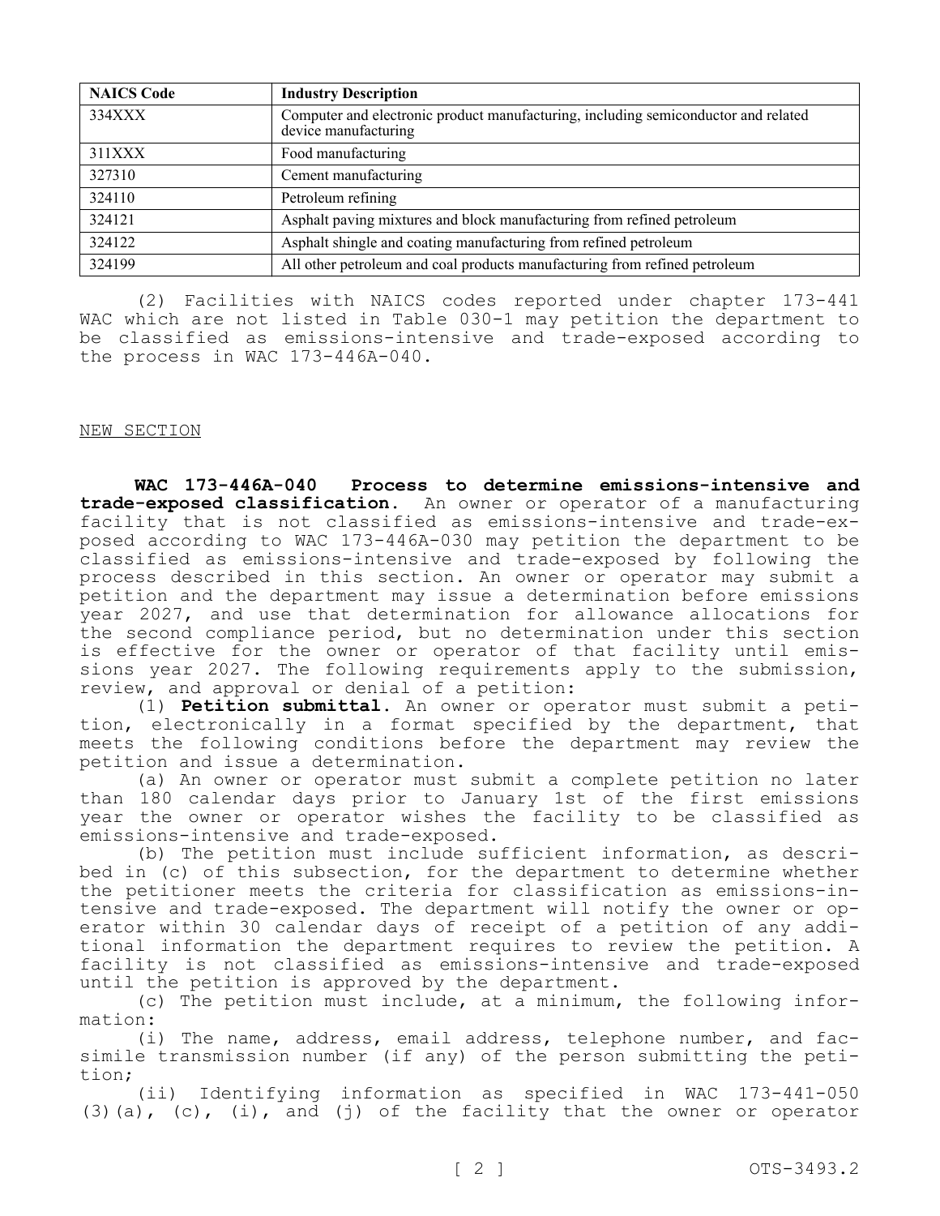| NAICS Code | Industry Description |
| --- | --- |
| 334XXX | Computer and electronic product manufacturing, including semiconductor and related device manufacturing |
| 311XXX | Food manufacturing |
| 327310 | Cement manufacturing |
| 324110 | Petroleum refining |
| 324121 | Asphalt paving mixtures and block manufacturing from refined petroleum |
| 324122 | Asphalt shingle and coating manufacturing from refined petroleum |
| 324199 | All other petroleum and coal products manufacturing from refined petroleum |

(2) Facilities with NAICS codes reported under chapter 173-441 WAC which are not listed in Table 030-1 may petition the department to be classified as emissions-intensive and trade-exposed according to the process in WAC 173-446A-040.

NEW SECTION

**WAC 173-446A-040 Process to determine emissions-intensive and trade-exposed classification.** An owner or operator of a manufacturing facility that is not classified as emissions-intensive and trade-exposed according to WAC 173-446A-030 may petition the department to be classified as emissions-intensive and trade-exposed by following the process described in this section. An owner or operator may submit a petition and the department may issue a determination before emissions year 2027, and use that determination for allowance allocations for the second compliance period, but no determination under this section is effective for the owner or operator of that facility until emissions year 2027. The following requirements apply to the submission, review, and approval or denial of a petition:

(1) **Petition submittal.** An owner or operator must submit a petition, electronically in a format specified by the department, that meets the following conditions before the department may review the petition and issue a determination.

(a) An owner or operator must submit a complete petition no later than 180 calendar days prior to January 1st of the first emissions year the owner or operator wishes the facility to be classified as emissions-intensive and trade-exposed.

(b) The petition must include sufficient information, as described in (c) of this subsection, for the department to determine whether the petitioner meets the criteria for classification as emissions-intensive and trade-exposed. The department will notify the owner or operator within 30 calendar days of receipt of a petition of any additional information the department requires to review the petition. A facility is not classified as emissions-intensive and trade-exposed until the petition is approved by the department.

(c) The petition must include, at a minimum, the following information:

(i) The name, address, email address, telephone number, and facsimile transmission number (if any) of the person submitting the petition;

(ii) Identifying information as specified in WAC 173-441-050 (3)(a), (c), (i), and (j) of the facility that the owner or operator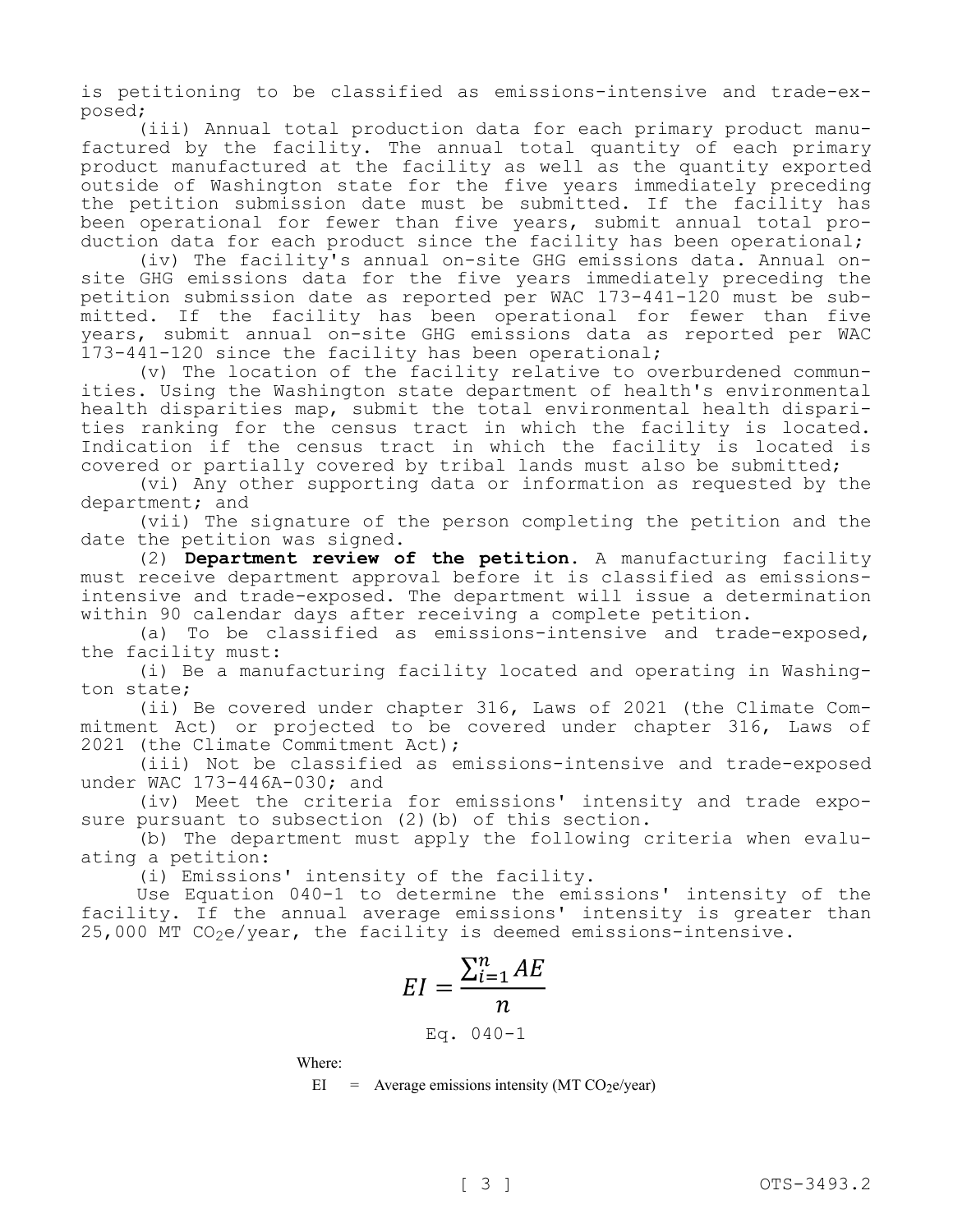is petitioning to be classified as emissions-intensive and trade-exposed;

(iii) Annual total production data for each primary product manufactured by the facility. The annual total quantity of each primary product manufactured at the facility as well as the quantity exported outside of Washington state for the five years immediately preceding the petition submission date must be submitted. If the facility has been operational for fewer than five years, submit annual total production data for each product since the facility has been operational;

(iv) The facility's annual on-site GHG emissions data. Annual on-site GHG emissions data for the five years immediately preceding the petition submission date as reported per WAC 173-441-120 must be submitted. If the facility has been operational for fewer than five years, submit annual on-site GHG emissions data as reported per WAC 173-441-120 since the facility has been operational;

(v) The location of the facility relative to overburdened communities. Using the Washington state department of health's environmental health disparities map, submit the total environmental health disparities ranking for the census tract in which the facility is located. Indication if the census tract in which the facility is located is covered or partially covered by tribal lands must also be submitted;

(vi) Any other supporting data or information as requested by the department; and

(vii) The signature of the person completing the petition and the date the petition was signed.

(2) **Department review of the petition.** A manufacturing facility must receive department approval before it is classified as emissions-intensive and trade-exposed. The department will issue a determination within 90 calendar days after receiving a complete petition.

(a) To be classified as emissions-intensive and trade-exposed, the facility must:

(i) Be a manufacturing facility located and operating in Washington state;

(ii) Be covered under chapter 316, Laws of 2021 (the Climate Commitment Act) or projected to be covered under chapter 316, Laws of 2021 (the Climate Commitment Act);

(iii) Not be classified as emissions-intensive and trade-exposed under WAC 173-446A-030; and

(iv) Meet the criteria for emissions' intensity and trade exposure pursuant to subsection (2)(b) of this section.

(b) The department must apply the following criteria when evaluating a petition:

(i) Emissions' intensity of the facility.

Use Equation 040-1 to determine the emissions' intensity of the facility. If the annual average emissions' intensity is greater than 25,000 MT $CO_2$e/year, the facility is deemed emissions-intensive.

$$EI = \frac{\sum_{i=1}^{n} AE}{n}$$

Eq. 040-1

Where:

EI = Average emissions intensity (MT $CO_2$e/year)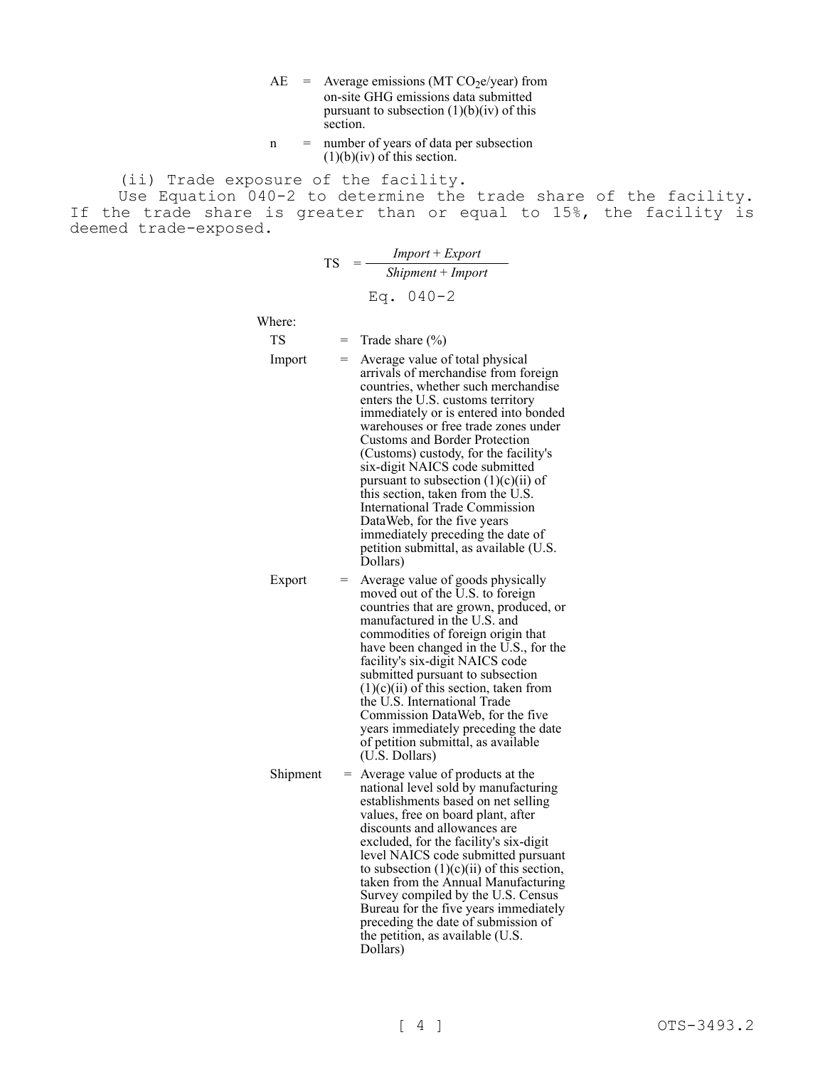AE = Average emissions (MT $CO_2e$/year) from on-site GHG emissions data submitted pursuant to subsection (1)(b)(iv) of this section.

n = number of years of data per subsection (1)(b)(iv) of this section.

(ii) Trade exposure of the facility.

Use Equation 040-2 to determine the trade share of the facility. If the trade share is greater than or equal to 15%, the facility is deemed trade-exposed.

$$TS = \frac{Import + Export}{Shipment + Import}$$

Eq. 040-2

Where:

TS = Trade share (%)

Import = Average value of total physical arrivals of merchandise from foreign countries, whether such merchandise enters the U.S. customs territory immediately or is entered into bonded warehouses or free trade zones under Customs and Border Protection (Customs) custody, for the facility's six-digit NAICS code submitted pursuant to subsection (1)(c)(ii) of this section, taken from the U.S. International Trade Commission DataWeb, for the five years immediately preceding the date of petition submittal, as available (U.S. Dollars)

Export = Average value of goods physically moved out of the U.S. to foreign countries that are grown, produced, or manufactured in the U.S. and commodities of foreign origin that have been changed in the U.S., for the facility's six-digit NAICS code submitted pursuant to subsection (1)(c)(ii) of this section, taken from the U.S. International Trade Commission DataWeb, for the five years immediately preceding the date of petition submittal, as available (U.S. Dollars)

Shipment = Average value of products at the national level sold by manufacturing establishments based on net selling values, free on board plant, after discounts and allowances are excluded, for the facility's six-digit level NAICS code submitted pursuant to subsection (1)(c)(ii) of this section, taken from the Annual Manufacturing Survey compiled by the U.S. Census Bureau for the five years immediately preceding the date of submission of the petition, as available (U.S. Dollars)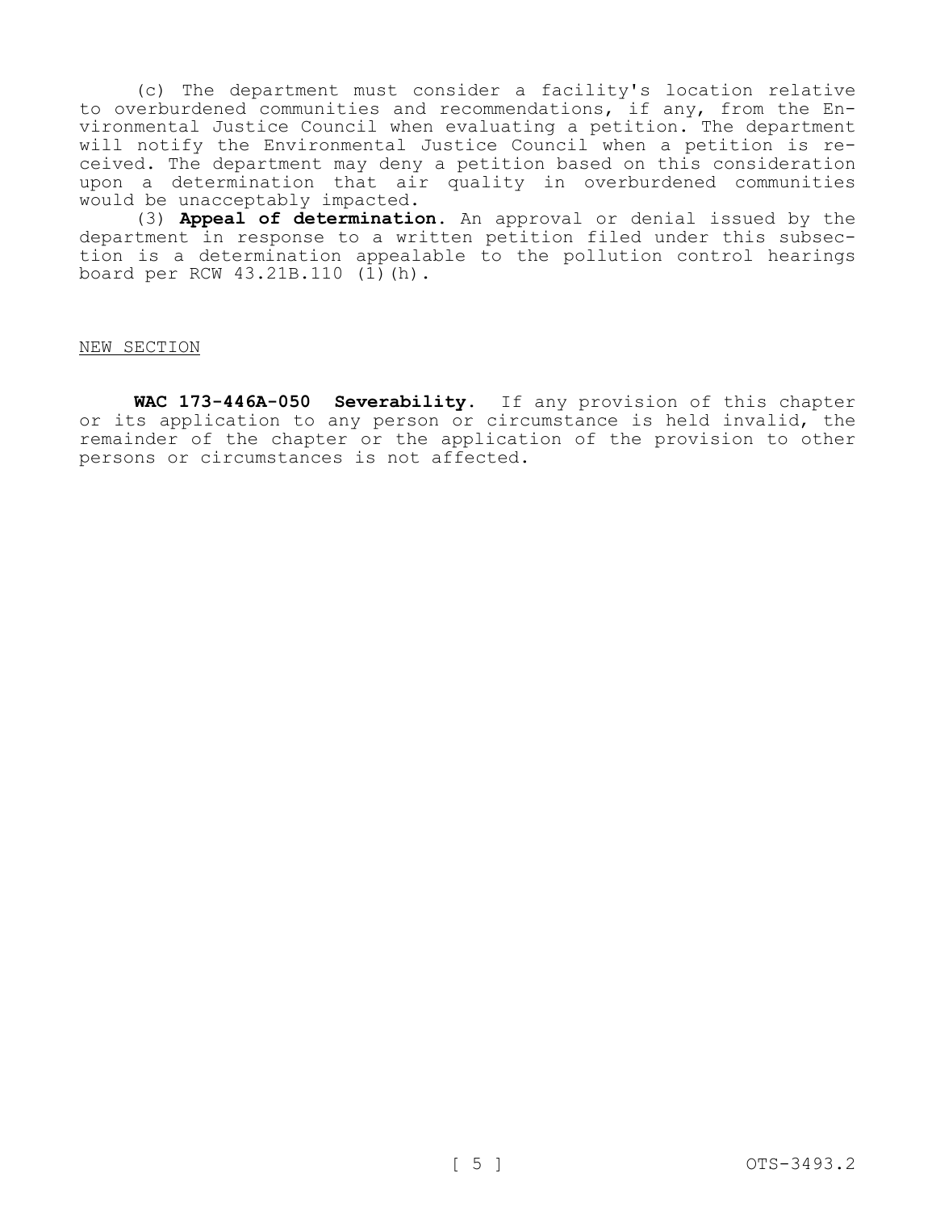(c) The department must consider a facility's location relative to overburdened communities and recommendations, if any, from the Environmental Justice Council when evaluating a petition. The department will notify the Environmental Justice Council when a petition is received. The department may deny a petition based on this consideration upon a determination that air quality in overburdened communities would be unacceptably impacted.

(3) **Appeal of determination.** An approval or denial issued by the department in response to a written petition filed under this subsection is a determination appealable to the pollution control hearings board per RCW 43.21B.110 (1)(h).

NEW SECTION

**WAC 173-446A-050 Severability.** If any provision of this chapter or its application to any person or circumstance is held invalid, the remainder of the chapter or the application of the provision to other persons or circumstances is not affected.

OTS-3493.2